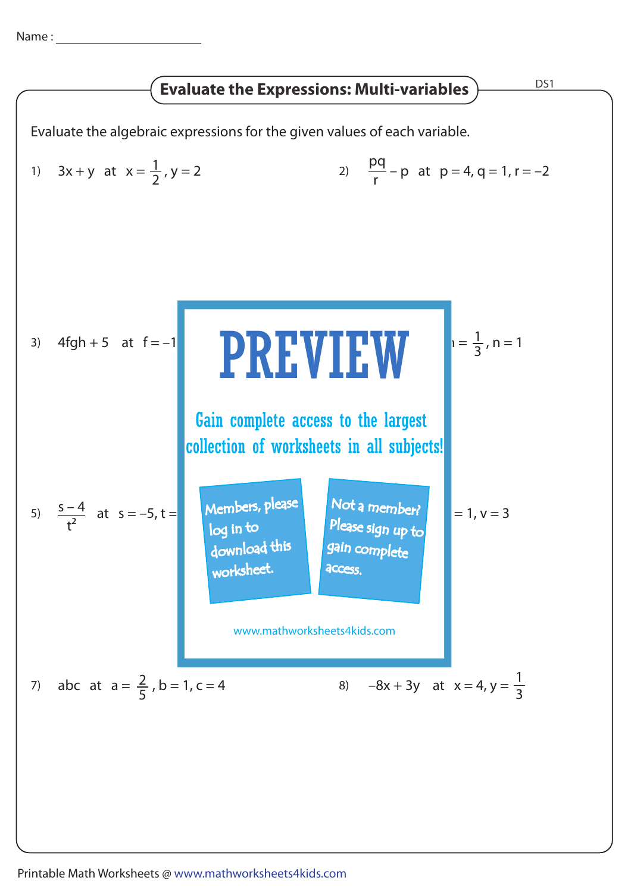Name : ______________________

## Evaluate the Expressions: Multi-variables

DS1

Evaluate the algebraic expressions for the given values of each variable.

1) $3x + y$ at $x = \frac{1}{2}, y = 2$

2) $\frac{pq}{r} - p$ at $p = 4, q = 1, r = -2$

3) $4fgh + 5$ at $f = -1$

$= \frac{1}{3}, n = 1$

# PREVIEW

Gain complete access to the largest collection of worksheets in all subjects!

Members, please log in to download this worksheet.

Not a member? Please sign up to gain complete access.

www.mathworksheets4kids.com

5) $\frac{s - 4}{t^2}$ at $s = -5, t =$

$= 1, v = 3$

7) $abc$ at $a = \frac{2}{5}, b = 1, c = 4$

8) $-8x + 3y$ at $x = 4, y = \frac{1}{3}$

Printable Math Worksheets @ www.mathworksheets4kids.com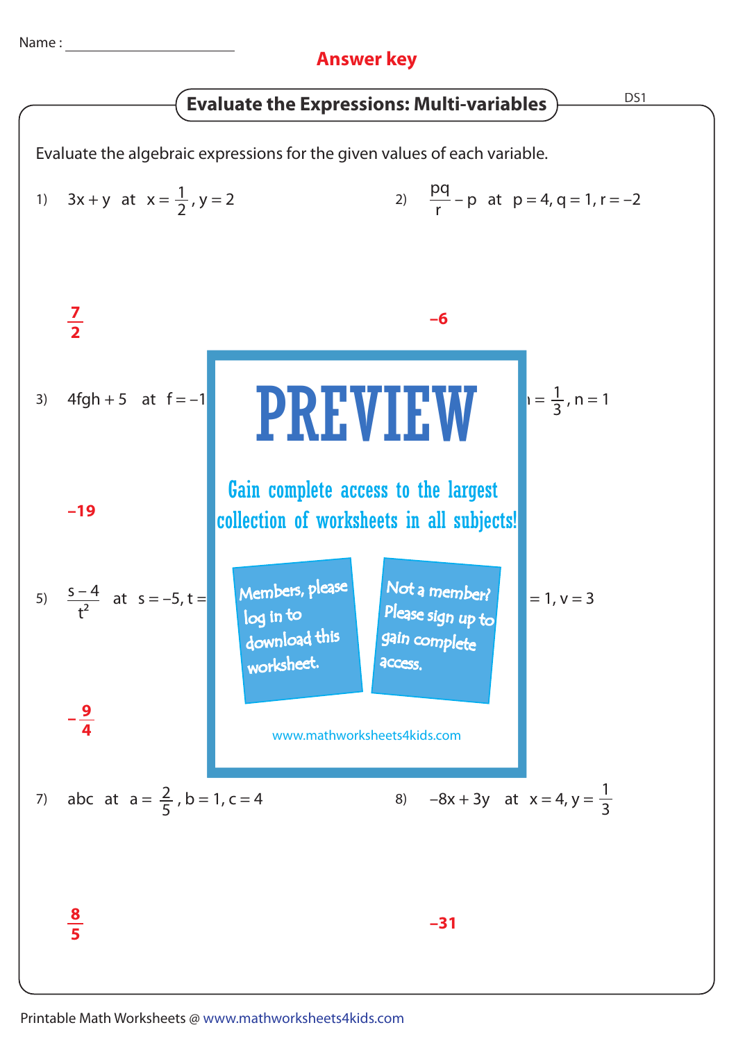Name : ____________________

**Answer key**

## Evaluate the Expressions: Multi-variables

DS1

Evaluate the algebraic expressions for the given values of each variable.

1) $3x + y$ at $x = \frac{1}{2}, y = 2$

$\frac{7}{2}$

2) $\frac{pq}{r} - p$ at $p = 4, q = 1, r = -2$

$-6$

3) $4fgh + 5$ at $f = -1$

$-19$

4) $= \frac{1}{3}, n = 1$

5) $\frac{s-4}{t^2}$ at $s = -5, t =$

$-\frac{9}{4}$

6) $= 1, v = 3$

PREVIEW

Gain complete access to the largest collection of worksheets in all subjects!

Members, please log in to download this worksheet.

Not a member? Please sign up to gain complete access.

www.mathworksheets4kids.com

7) $abc$ at $a = \frac{2}{5}, b = 1, c = 4$

$\frac{8}{5}$

8) $-8x + 3y$ at $x = 4, y = \frac{1}{3}$

$-31$

Printable Math Worksheets @ www.mathworksheets4kids.com